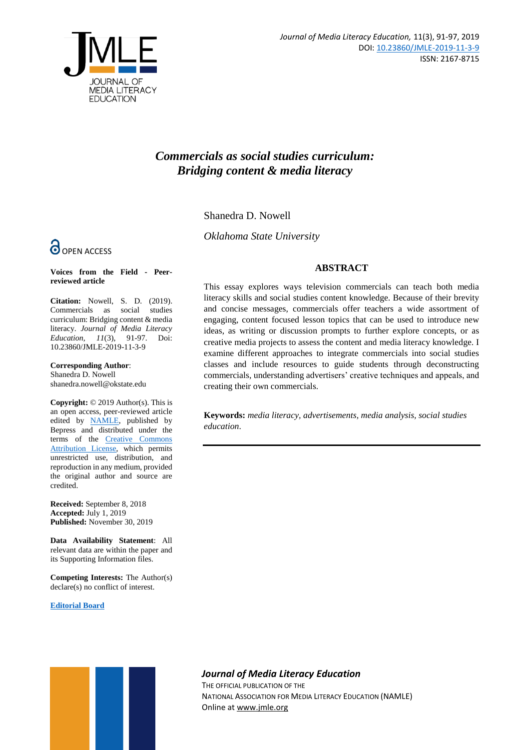# *Commercials as social studies curriculum: Bridging content & media literacy*

Shanedra D. Nowell

*Oklahoma State University*

OPEN ACCESS

**Voices from the Field - Peer-reviewed article**

**Citation:** Nowell, S. D. (2019). Commercials as social studies curriculum: Bridging content & media literacy. *Journal of Media Literacy Education, 11*(3), 91-97. Doi: 10.23860/JMLE-2019-11-3-9

**Corresponding Author**:
Shanedra D. Nowell
shanedra.nowell@okstate.edu

**Copyright:** © 2019 Author(s). This is an open access, peer-reviewed article edited by NAMLE, published by Bepress and distributed under the terms of the Creative Commons Attribution License, which permits unrestricted use, distribution, and reproduction in any medium, provided the original author and source are credited.

**Received:** September 8, 2018
**Accepted:** July 1, 2019
**Published:** November 30, 2019

**Data Availability Statement**: All relevant data are within the paper and its Supporting Information files.

**Competing Interests:** The Author(s) declare(s) no conflict of interest.

**Editorial Board**

## ABSTRACT

This essay explores ways television commercials can teach both media literacy skills and social studies content knowledge. Because of their brevity and concise messages, commercials offer teachers a wide assortment of engaging, content focused lesson topics that can be used to introduce new ideas, as writing or discussion prompts to further explore concepts, or as creative media projects to assess the content and media literacy knowledge. I examine different approaches to integrate commercials into social studies classes and include resources to guide students through deconstructing commercials, understanding advertisers' creative techniques and appeals, and creating their own commercials.

**Keywords:** *media literacy, advertisements, media analysis, social studies education*.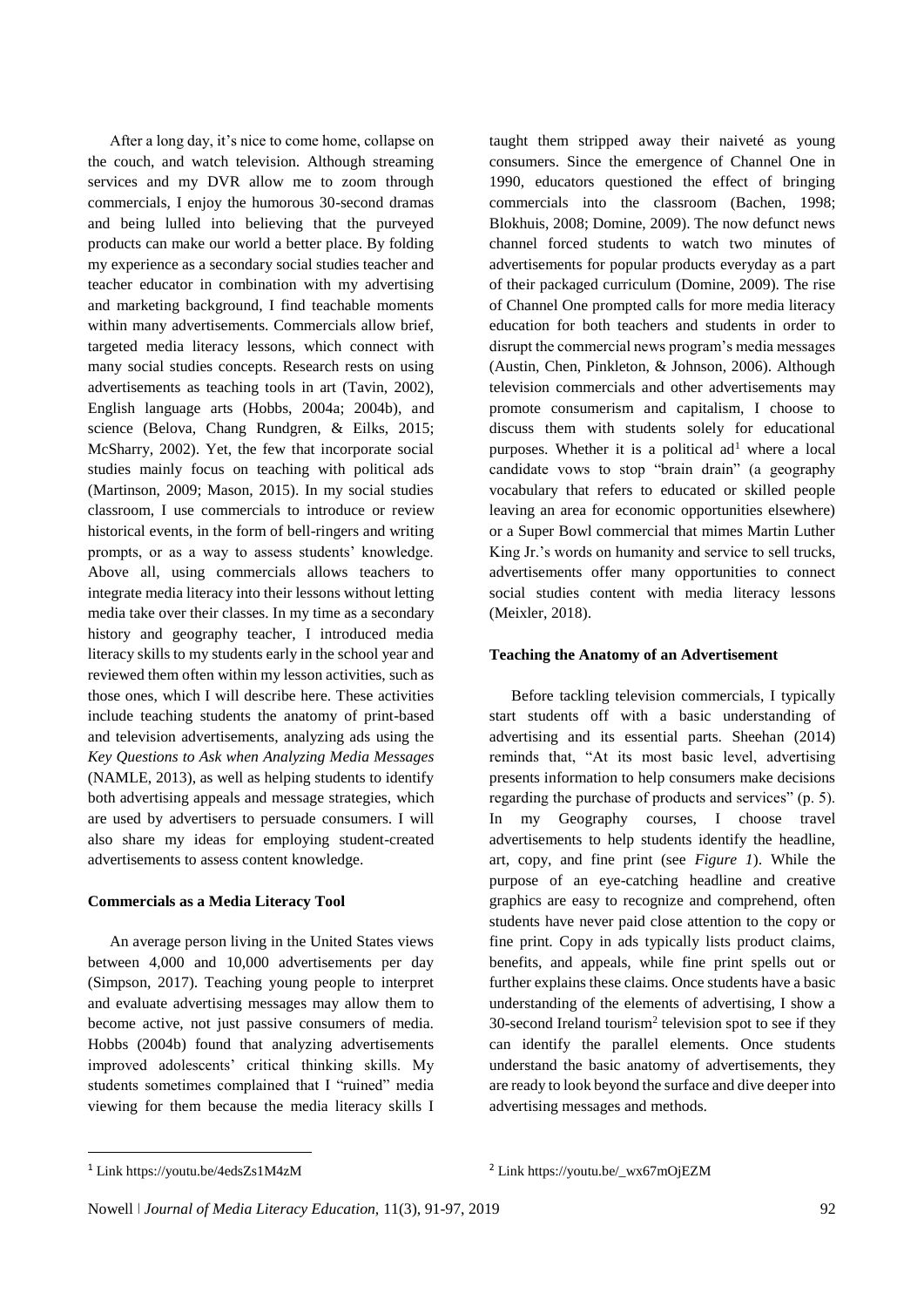After a long day, it's nice to come home, collapse on the couch, and watch television. Although streaming services and my DVR allow me to zoom through commercials, I enjoy the humorous 30-second dramas and being lulled into believing that the purveyed products can make our world a better place. By folding my experience as a secondary social studies teacher and teacher educator in combination with my advertising and marketing background, I find teachable moments within many advertisements. Commercials allow brief, targeted media literacy lessons, which connect with many social studies concepts. Research rests on using advertisements as teaching tools in art (Tavin, 2002), English language arts (Hobbs, 2004a; 2004b), and science (Belova, Chang Rundgren, & Eilks, 2015; McSharry, 2002). Yet, the few that incorporate social studies mainly focus on teaching with political ads (Martinson, 2009; Mason, 2015). In my social studies classroom, I use commercials to introduce or review historical events, in the form of bell-ringers and writing prompts, or as a way to assess students' knowledge. Above all, using commercials allows teachers to integrate media literacy into their lessons without letting media take over their classes. In my time as a secondary history and geography teacher, I introduced media literacy skills to my students early in the school year and reviewed them often within my lesson activities, such as those ones, which I will describe here. These activities include teaching students the anatomy of print-based and television advertisements, analyzing ads using the *Key Questions to Ask when Analyzing Media Messages* (NAMLE, 2013), as well as helping students to identify both advertising appeals and message strategies, which are used by advertisers to persuade consumers. I will also share my ideas for employing student-created advertisements to assess content knowledge.

**Commercials as a Media Literacy Tool**

An average person living in the United States views between 4,000 and 10,000 advertisements per day (Simpson, 2017). Teaching young people to interpret and evaluate advertising messages may allow them to become active, not just passive consumers of media. Hobbs (2004b) found that analyzing advertisements improved adolescents' critical thinking skills. My students sometimes complained that I "ruined" media viewing for them because the media literacy skills I taught them stripped away their naiveté as young consumers. Since the emergence of Channel One in 1990, educators questioned the effect of bringing commercials into the classroom (Bachen, 1998; Blokhuis, 2008; Domine, 2009). The now defunct news channel forced students to watch two minutes of advertisements for popular products everyday as a part of their packaged curriculum (Domine, 2009). The rise of Channel One prompted calls for more media literacy education for both teachers and students in order to disrupt the commercial news program's media messages (Austin, Chen, Pinkleton, & Johnson, 2006). Although television commercials and other advertisements may promote consumerism and capitalism, I choose to discuss them with students solely for educational purposes. Whether it is a political ad[1] where a local candidate vows to stop "brain drain" (a geography vocabulary that refers to educated or skilled people leaving an area for economic opportunities elsewhere) or a Super Bowl commercial that mimes Martin Luther King Jr.'s words on humanity and service to sell trucks, advertisements offer many opportunities to connect social studies content with media literacy lessons (Meixler, 2018).

**Teaching the Anatomy of an Advertisement**

Before tackling television commercials, I typically start students off with a basic understanding of advertising and its essential parts. Sheehan (2014) reminds that, "At its most basic level, advertising presents information to help consumers make decisions regarding the purchase of products and services" (p. 5). In my Geography courses, I choose travel advertisements to help students identify the headline, art, copy, and fine print (see *Figure 1*). While the purpose of an eye-catching headline and creative graphics are easy to recognize and comprehend, often students have never paid close attention to the copy or fine print. Copy in ads typically lists product claims, benefits, and appeals, while fine print spells out or further explains these claims. Once students have a basic understanding of the elements of advertising, I show a 30-second Ireland tourism[2] television spot to see if they can identify the parallel elements. Once students understand the basic anatomy of advertisements, they are ready to look beyond the surface and dive deeper into advertising messages and methods.

[1] Link https://youtu.be/4edsZs1M4zM

[2] Link https://youtu.be/_wx67mOjEZM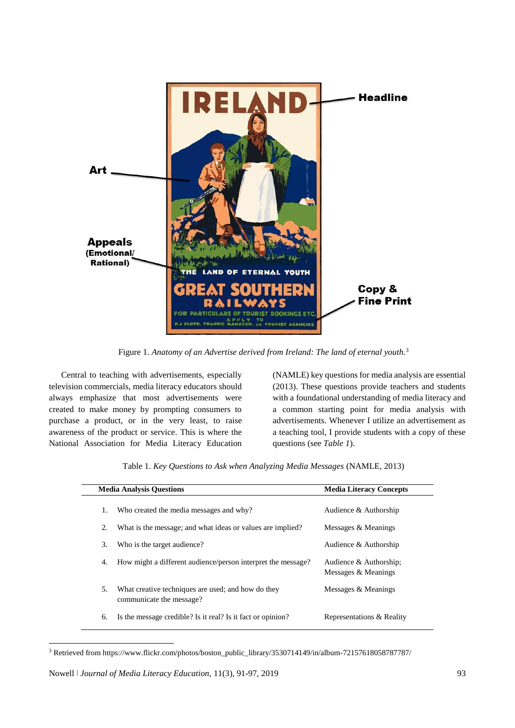Figure 1. *Anatomy of an Advertise derived from Ireland: The land of eternal youth.*[3]

Central to teaching with advertisements, especially television commercials, media literacy educators should always emphasize that most advertisements were created to make money by prompting consumers to purchase a product, or in the very least, to raise awareness of the product or service. This is where the National Association for Media Literacy Education (NAMLE) key questions for media analysis are essential (2013). These questions provide teachers and students with a foundational understanding of media literacy and a common starting point for media analysis with advertisements. Whenever I utilize an advertisement as a teaching tool, I provide students with a copy of these questions (see *Table 1*).

Table 1. *Key Questions to Ask when Analyzing Media Messages* (NAMLE, 2013)

| Media Analysis Questions | Media Literacy Concepts |
|---|---|
| 1. Who created the media messages and why? | Audience & Authorship |
| 2. What is the message; and what ideas or values are implied? | Messages & Meanings |
| 3. Who is the target audience? | Audience & Authorship |
| 4. How might a different audience/person interpret the message? | Audience & Authorship; Messages & Meanings |
| 5. What creative techniques are used; and how do they communicate the message? | Messages & Meanings |
| 6. Is the message credible? Is it real? Is it fact or opinion? | Representations & Reality |

[3] Retrieved from https://www.flickr.com/photos/boston_public_library/3530714149/in/album-72157618058787787/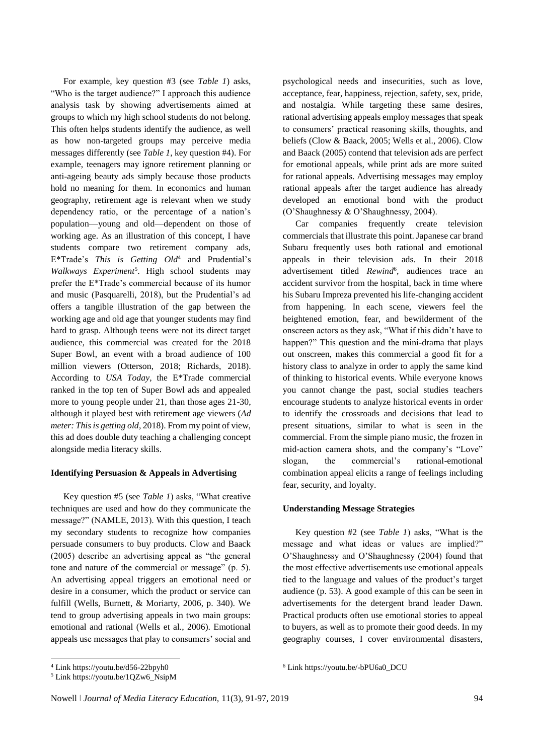For example, key question #3 (see *Table 1*) asks, "Who is the target audience?" I approach this audience analysis task by showing advertisements aimed at groups to which my high school students do not belong. This often helps students identify the audience, as well as how non-targeted groups may perceive media messages differently (see *Table 1*, key question #4). For example, teenagers may ignore retirement planning or anti-ageing beauty ads simply because those products hold no meaning for them. In economics and human geography, retirement age is relevant when we study dependency ratio, or the percentage of a nation's population—young and old—dependent on those of working age. As an illustration of this concept, I have students compare two retirement company ads, E*Trade's *This is Getting Old*[4] and Prudential's *Walkways Experiment*[5]. High school students may prefer the E*Trade's commercial because of its humor and music (Pasquarelli, 2018), but the Prudential's ad offers a tangible illustration of the gap between the working age and old age that younger students may find hard to grasp. Although teens were not its direct target audience, this commercial was created for the 2018 Super Bowl, an event with a broad audience of 100 million viewers (Otterson, 2018; Richards, 2018). According to *USA Today*, the E*Trade commercial ranked in the top ten of Super Bowl ads and appealed more to young people under 21, than those ages 21-30, although it played best with retirement age viewers (*Ad meter: This is getting old*, 2018). From my point of view, this ad does double duty teaching a challenging concept alongside media literacy skills.

### Identifying Persuasion & Appeals in Advertising

Key question #5 (see *Table 1*) asks, "What creative techniques are used and how do they communicate the message?" (NAMLE, 2013). With this question, I teach my secondary students to recognize how companies persuade consumers to buy products. Clow and Baack (2005) describe an advertising appeal as "the general tone and nature of the commercial or message" (p. 5). An advertising appeal triggers an emotional need or desire in a consumer, which the product or service can fulfill (Wells, Burnett, & Moriarty, 2006, p. 340). We tend to group advertising appeals in two main groups: emotional and rational (Wells et al., 2006). Emotional appeals use messages that play to consumers' social and psychological needs and insecurities, such as love, acceptance, fear, happiness, rejection, safety, sex, pride, and nostalgia. While targeting these same desires, rational advertising appeals employ messages that speak to consumers' practical reasoning skills, thoughts, and beliefs (Clow & Baack, 2005; Wells et al., 2006). Clow and Baack (2005) contend that television ads are perfect for emotional appeals, while print ads are more suited for rational appeals. Advertising messages may employ rational appeals after the target audience has already developed an emotional bond with the product (O'Shaughnessy & O'Shaughnessy, 2004).

Car companies frequently create television commercials that illustrate this point. Japanese car brand Subaru frequently uses both rational and emotional appeals in their television ads. In their 2018 advertisement titled *Rewind*[6], audiences trace an accident survivor from the hospital, back in time where his Subaru Impreza prevented his life-changing accident from happening. In each scene, viewers feel the heightened emotion, fear, and bewilderment of the onscreen actors as they ask, "What if this didn't have to happen?" This question and the mini-drama that plays out onscreen, makes this commercial a good fit for a history class to analyze in order to apply the same kind of thinking to historical events. While everyone knows you cannot change the past, social studies teachers encourage students to analyze historical events in order to identify the crossroads and decisions that lead to present situations, similar to what is seen in the commercial. From the simple piano music, the frozen in mid-action camera shots, and the company's "Love" slogan, the commercial's rational-emotional combination appeal elicits a range of feelings including fear, security, and loyalty.

### Understanding Message Strategies

Key question #2 (see *Table 1*) asks, "What is the message and what ideas or values are implied?" O'Shaughnessy and O'Shaughnessy (2004) found that the most effective advertisements use emotional appeals tied to the language and values of the product's target audience (p. 53). A good example of this can be seen in advertisements for the detergent brand leader Dawn. Practical products often use emotional stories to appeal to buyers, as well as to promote their good deeds. In my geography courses, I cover environmental disasters,

[4] Link https://youtu.be/d56-22bpyh0

[5] Link https://youtu.be/1QZw6_NsipM

[6] Link https://youtu.be/-bPU6a0_DCU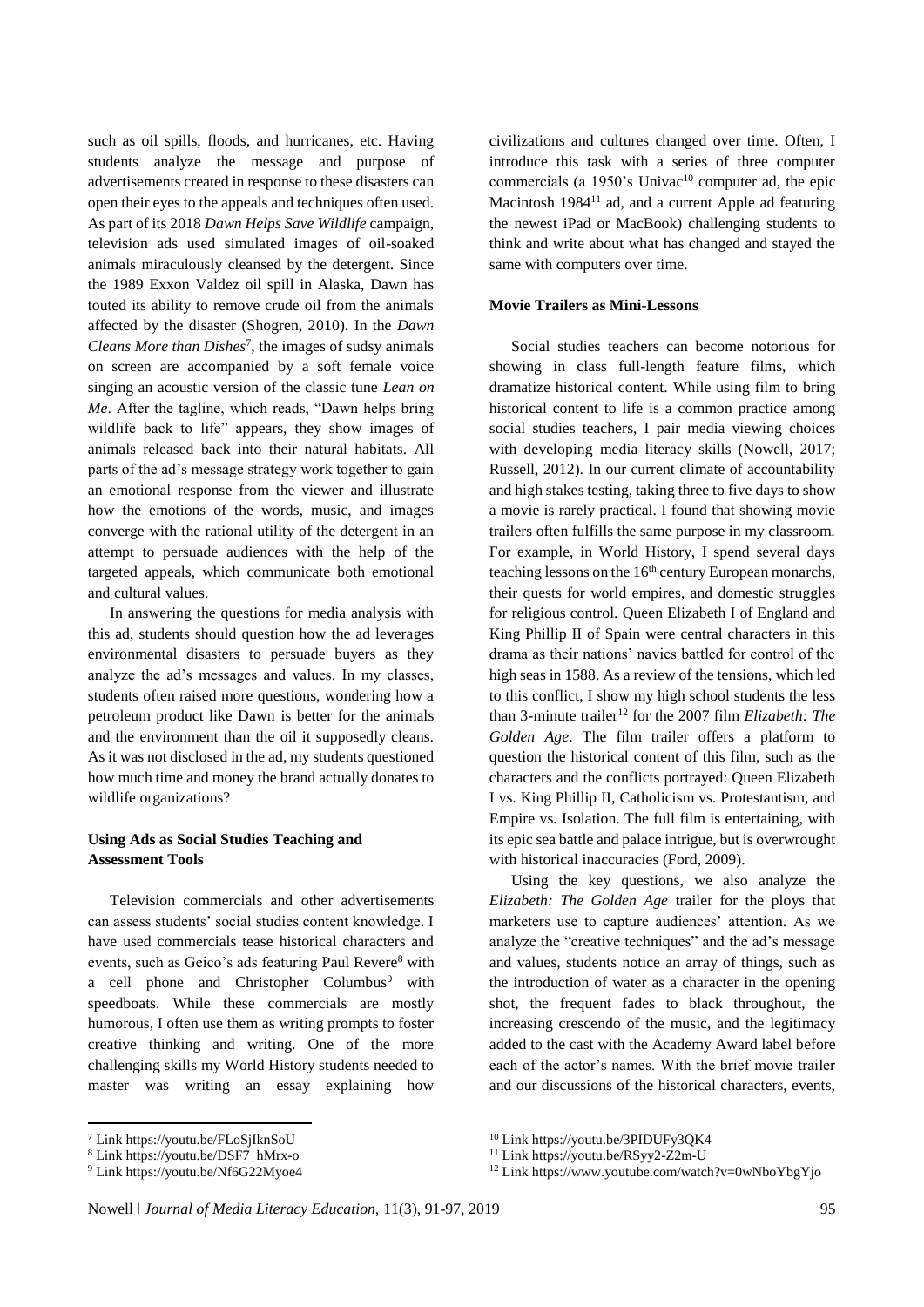such as oil spills, floods, and hurricanes, etc. Having students analyze the message and purpose of advertisements created in response to these disasters can open their eyes to the appeals and techniques often used. As part of its 2018 *Dawn Helps Save Wildlife* campaign, television ads used simulated images of oil-soaked animals miraculously cleansed by the detergent. Since the 1989 Exxon Valdez oil spill in Alaska, Dawn has touted its ability to remove crude oil from the animals affected by the disaster (Shogren, 2010). In the *Dawn Cleans More than Dishes*[7], the images of sudsy animals on screen are accompanied by a soft female voice singing an acoustic version of the classic tune *Lean on Me*. After the tagline, which reads, "Dawn helps bring wildlife back to life" appears, they show images of animals released back into their natural habitats. All parts of the ad's message strategy work together to gain an emotional response from the viewer and illustrate how the emotions of the words, music, and images converge with the rational utility of the detergent in an attempt to persuade audiences with the help of the targeted appeals, which communicate both emotional and cultural values.

In answering the questions for media analysis with this ad, students should question how the ad leverages environmental disasters to persuade buyers as they analyze the ad's messages and values. In my classes, students often raised more questions, wondering how a petroleum product like Dawn is better for the animals and the environment than the oil it supposedly cleans. As it was not disclosed in the ad, my students questioned how much time and money the brand actually donates to wildlife organizations?

### Using Ads as Social Studies Teaching and Assessment Tools

Television commercials and other advertisements can assess students' social studies content knowledge. I have used commercials tease historical characters and events, such as Geico's ads featuring Paul Revere[8] with a cell phone and Christopher Columbus[9] with speedboats. While these commercials are mostly humorous, I often use them as writing prompts to foster creative thinking and writing. One of the more challenging skills my World History students needed to master was writing an essay explaining how civilizations and cultures changed over time. Often, I introduce this task with a series of three computer commercials (a 1950's Univac[10] computer ad, the epic Macintosh 1984[11] ad, and a current Apple ad featuring the newest iPad or MacBook) challenging students to think and write about what has changed and stayed the same with computers over time.

### Movie Trailers as Mini-Lessons

Social studies teachers can become notorious for showing in class full-length feature films, which dramatize historical content. While using film to bring historical content to life is a common practice among social studies teachers, I pair media viewing choices with developing media literacy skills (Nowell, 2017; Russell, 2012). In our current climate of accountability and high stakes testing, taking three to five days to show a movie is rarely practical. I found that showing movie trailers often fulfills the same purpose in my classroom. For example, in World History, I spend several days teaching lessons on the 16th century European monarchs, their quests for world empires, and domestic struggles for religious control. Queen Elizabeth I of England and King Phillip II of Spain were central characters in this drama as their nations' navies battled for control of the high seas in 1588. As a review of the tensions, which led to this conflict, I show my high school students the less than 3-minute trailer[12] for the 2007 film *Elizabeth: The Golden Age*. The film trailer offers a platform to question the historical content of this film, such as the characters and the conflicts portrayed: Queen Elizabeth I vs. King Phillip II, Catholicism vs. Protestantism, and Empire vs. Isolation. The full film is entertaining, with its epic sea battle and palace intrigue, but is overwrought with historical inaccuracies (Ford, 2009).

Using the key questions, we also analyze the *Elizabeth: The Golden Age* trailer for the ploys that marketers use to capture audiences' attention. As we analyze the "creative techniques" and the ad's message and values, students notice an array of things, such as the introduction of water as a character in the opening shot, the frequent fades to black throughout, the increasing crescendo of the music, and the legitimacy added to the cast with the Academy Award label before each of the actor's names. With the brief movie trailer and our discussions of the historical characters, events,

---

[7] Link https://youtu.be/FLoSjIknSoU

[8] Link https://youtu.be/DSF7_hMrx-o

[9] Link https://youtu.be/Nf6G22Myoe4

[10] Link https://youtu.be/3PIDUFy3QK4

[11] Link https://youtu.be/RSyy2-Z2m-U

[12] Link https://www.youtube.com/watch?v=0wNboYbgYjo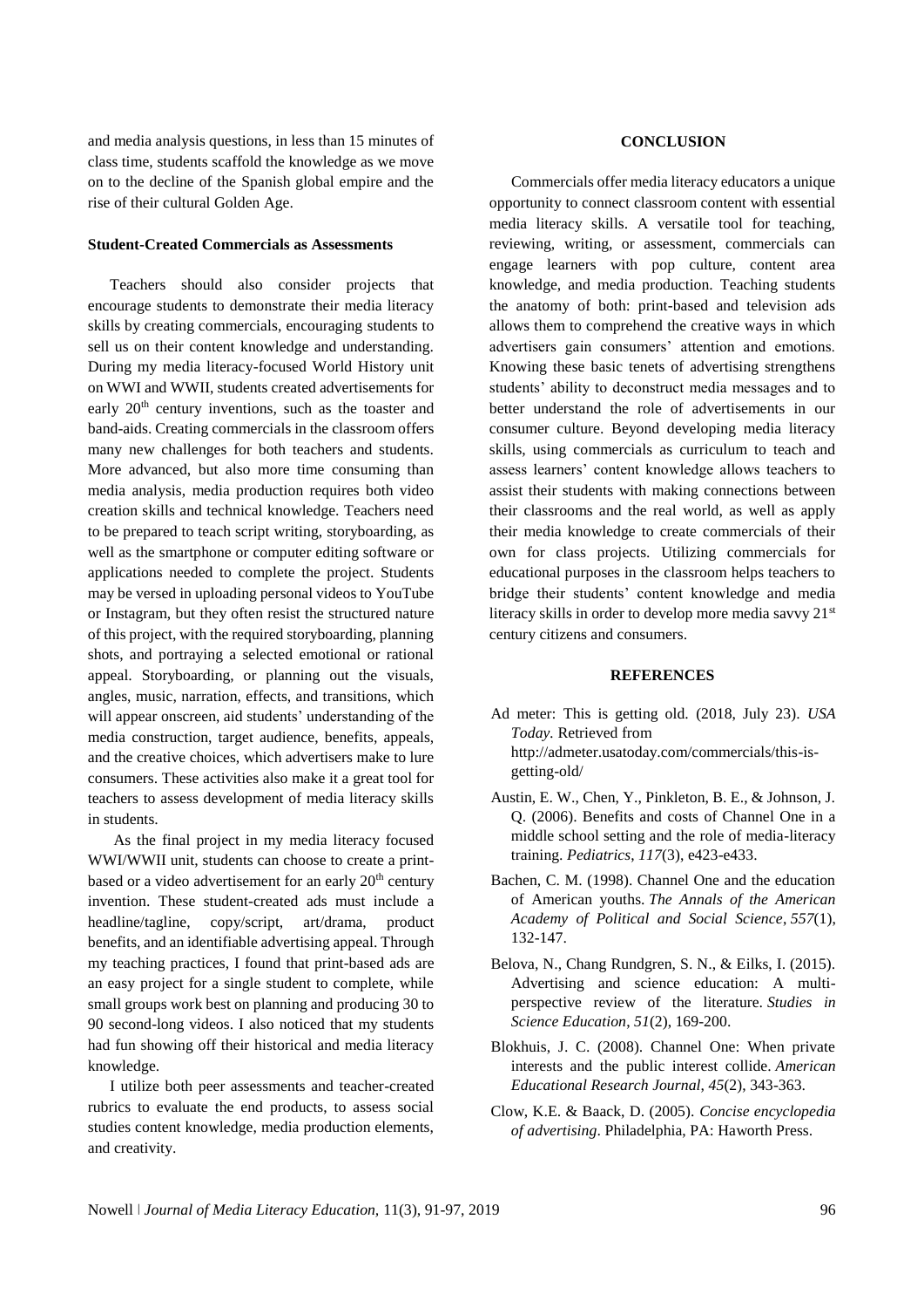and media analysis questions, in less than 15 minutes of class time, students scaffold the knowledge as we move on to the decline of the Spanish global empire and the rise of their cultural Golden Age.

### Student-Created Commercials as Assessments

Teachers should also consider projects that encourage students to demonstrate their media literacy skills by creating commercials, encouraging students to sell us on their content knowledge and understanding. During my media literacy-focused World History unit on WWI and WWII, students created advertisements for early 20th century inventions, such as the toaster and band-aids. Creating commercials in the classroom offers many new challenges for both teachers and students. More advanced, but also more time consuming than media analysis, media production requires both video creation skills and technical knowledge. Teachers need to be prepared to teach script writing, storyboarding, as well as the smartphone or computer editing software or applications needed to complete the project. Students may be versed in uploading personal videos to YouTube or Instagram, but they often resist the structured nature of this project, with the required storyboarding, planning shots, and portraying a selected emotional or rational appeal. Storyboarding, or planning out the visuals, angles, music, narration, effects, and transitions, which will appear onscreen, aid students' understanding of the media construction, target audience, benefits, appeals, and the creative choices, which advertisers make to lure consumers. These activities also make it a great tool for teachers to assess development of media literacy skills in students.

As the final project in my media literacy focused WWI/WWII unit, students can choose to create a print-based or a video advertisement for an early 20th century invention. These student-created ads must include a headline/tagline, copy/script, art/drama, product benefits, and an identifiable advertising appeal. Through my teaching practices, I found that print-based ads are an easy project for a single student to complete, while small groups work best on planning and producing 30 to 90 second-long videos. I also noticed that my students had fun showing off their historical and media literacy knowledge.

I utilize both peer assessments and teacher-created rubrics to evaluate the end products, to assess social studies content knowledge, media production elements, and creativity.

## CONCLUSION

Commercials offer media literacy educators a unique opportunity to connect classroom content with essential media literacy skills. A versatile tool for teaching, reviewing, writing, or assessment, commercials can engage learners with pop culture, content area knowledge, and media production. Teaching students the anatomy of both: print-based and television ads allows them to comprehend the creative ways in which advertisers gain consumers' attention and emotions. Knowing these basic tenets of advertising strengthens students' ability to deconstruct media messages and to better understand the role of advertisements in our consumer culture. Beyond developing media literacy skills, using commercials as curriculum to teach and assess learners' content knowledge allows teachers to assist their students with making connections between their classrooms and the real world, as well as apply their media knowledge to create commercials of their own for class projects. Utilizing commercials for educational purposes in the classroom helps teachers to bridge their students' content knowledge and media literacy skills in order to develop more media savvy 21st century citizens and consumers.

## REFERENCES

Ad meter: This is getting old. (2018, July 23). *USA Today*. Retrieved from http://admeter.usatoday.com/commercials/this-is-getting-old/

Austin, E. W., Chen, Y., Pinkleton, B. E., & Johnson, J. Q. (2006). Benefits and costs of Channel One in a middle school setting and the role of media-literacy training. *Pediatrics*, *117*(3), e423-e433.

Bachen, C. M. (1998). Channel One and the education of American youths. *The Annals of the American Academy of Political and Social Science*, *557*(1), 132-147.

Belova, N., Chang Rundgren, S. N., & Eilks, I. (2015). Advertising and science education: A multi-perspective review of the literature. *Studies in Science Education*, *51*(2), 169-200.

Blokhuis, J. C. (2008). Channel One: When private interests and the public interest collide. *American Educational Research Journal*, *45*(2), 343-363.

Clow, K.E. & Baack, D. (2005). *Concise encyclopedia of advertising*. Philadelphia, PA: Haworth Press.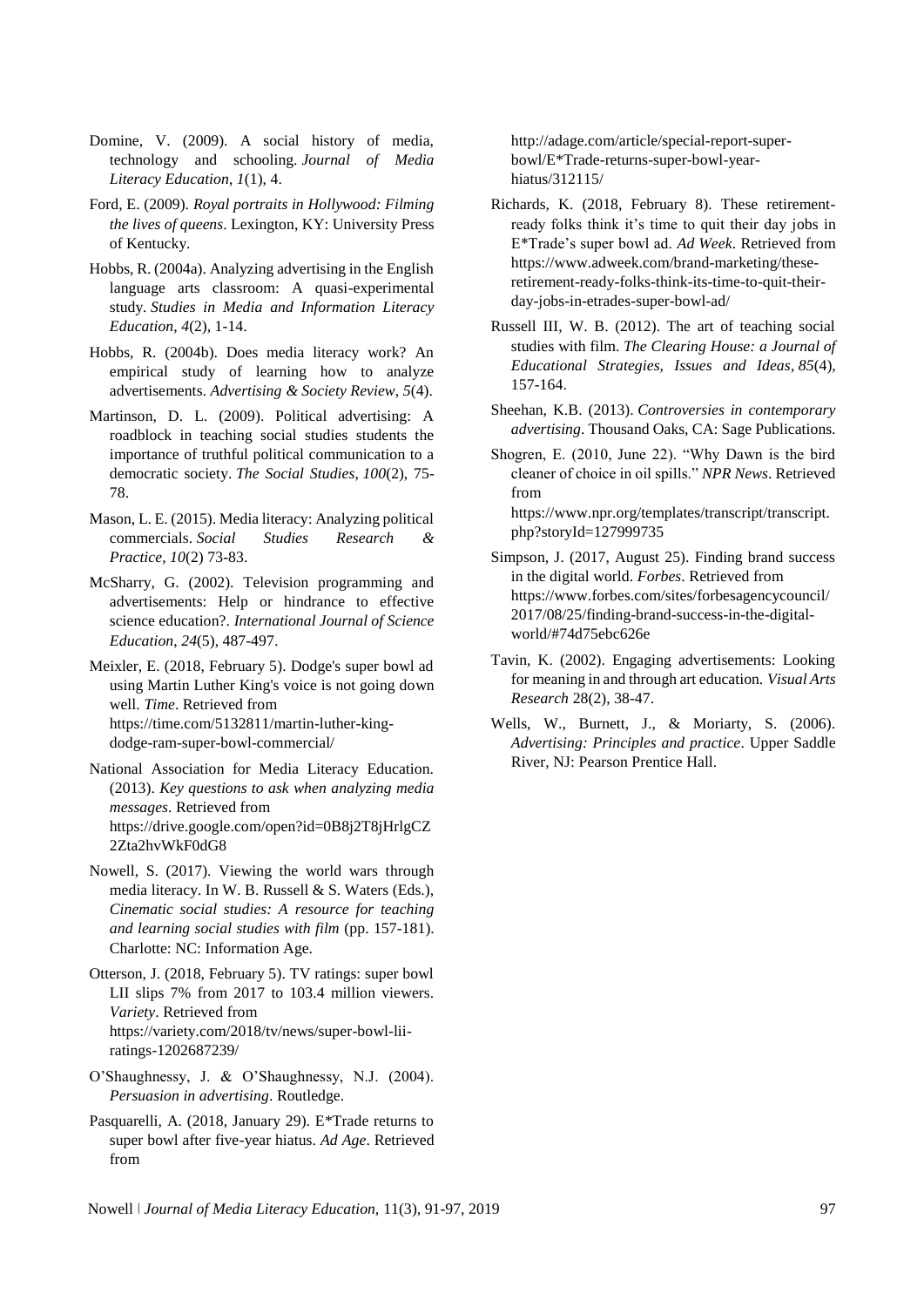Domine, V. (2009). A social history of media, technology and schooling. *Journal of Media Literacy Education*, *1*(1), 4.

Ford, E. (2009). *Royal portraits in Hollywood: Filming the lives of queens*. Lexington, KY: University Press of Kentucky.

Hobbs, R. (2004a). Analyzing advertising in the English language arts classroom: A quasi-experimental study. *Studies in Media and Information Literacy Education*, *4*(2), 1-14.

Hobbs, R. (2004b). Does media literacy work? An empirical study of learning how to analyze advertisements. *Advertising & Society Review*, *5*(4).

Martinson, D. L. (2009). Political advertising: A roadblock in teaching social studies students the importance of truthful political communication to a democratic society. *The Social Studies*, *100*(2), 75-78.

Mason, L. E. (2015). Media literacy: Analyzing political commercials. *Social Studies Research & Practice*, *10*(2) 73-83.

McSharry, G. (2002). Television programming and advertisements: Help or hindrance to effective science education?. *International Journal of Science Education*, *24*(5), 487-497.

Meixler, E. (2018, February 5). Dodge's super bowl ad using Martin Luther King's voice is not going down well. *Time*. Retrieved from https://time.com/5132811/martin-luther-king-dodge-ram-super-bowl-commercial/

National Association for Media Literacy Education. (2013). *Key questions to ask when analyzing media messages*. Retrieved from https://drive.google.com/open?id=0B8j2T8jHrlgCZ2Zta2hvWkF0dG8

Nowell, S. (2017). Viewing the world wars through media literacy. In W. B. Russell & S. Waters (Eds.), *Cinematic social studies: A resource for teaching and learning social studies with film* (pp. 157-181). Charlotte: NC: Information Age.

Otterson, J. (2018, February 5). TV ratings: super bowl LII slips 7% from 2017 to 103.4 million viewers. *Variety*. Retrieved from https://variety.com/2018/tv/news/super-bowl-lii-ratings-1202687239/

O'Shaughnessy, J. & O'Shaughnessy, N.J. (2004). *Persuasion in advertising*. Routledge.

Pasquarelli, A. (2018, January 29). E*Trade returns to super bowl after five-year hiatus. *Ad Age*. Retrieved from http://adage.com/article/special-report-super-bowl/E*Trade-returns-super-bowl-year-hiatus/312115/

Richards, K. (2018, February 8). These retirement-ready folks think it's time to quit their day jobs in E*Trade's super bowl ad. *Ad Week*. Retrieved from https://www.adweek.com/brand-marketing/these-retirement-ready-folks-think-its-time-to-quit-their-day-jobs-in-etrades-super-bowl-ad/

Russell III, W. B. (2012). The art of teaching social studies with film. *The Clearing House: a Journal of Educational Strategies, Issues and Ideas*, *85*(4), 157-164.

Sheehan, K.B. (2013). *Controversies in contemporary advertising*. Thousand Oaks, CA: Sage Publications.

Shogren, E. (2010, June 22). "Why Dawn is the bird cleaner of choice in oil spills." *NPR News*. Retrieved from https://www.npr.org/templates/transcript/transcript.php?storyId=127999735

Simpson, J. (2017, August 25). Finding brand success in the digital world. *Forbes*. Retrieved from https://www.forbes.com/sites/forbesagencycouncil/2017/08/25/finding-brand-success-in-the-digital-world/#74d75ebc626e

Tavin, K. (2002). Engaging advertisements: Looking for meaning in and through art education. *Visual Arts Research* 28(2), 38-47.

Wells, W., Burnett, J., & Moriarty, S. (2006). *Advertising: Principles and practice*. Upper Saddle River, NJ: Pearson Prentice Hall.